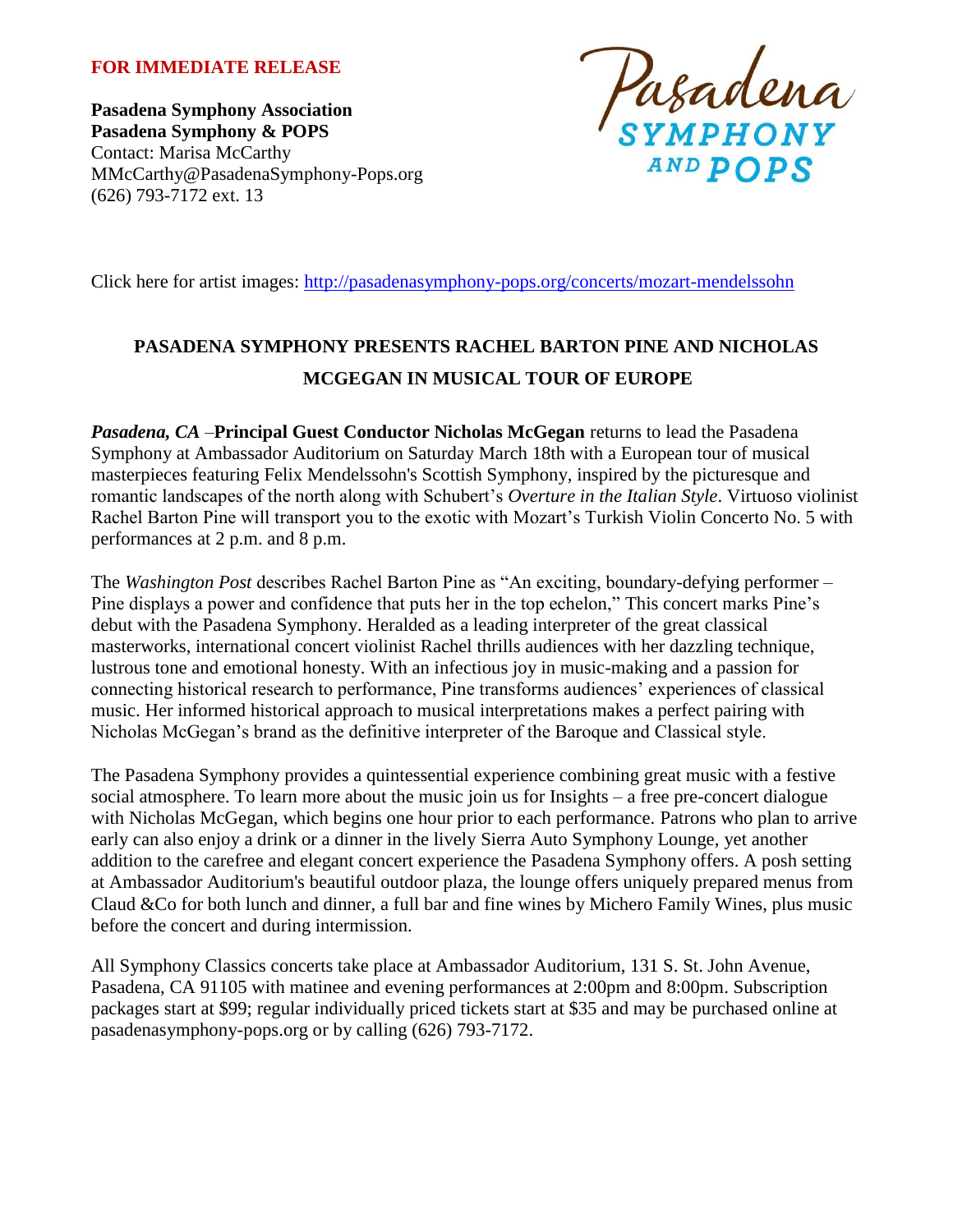**FOR IMMEDIATE RELEASE**

**Pasadena Symphony Association**
**Pasadena Symphony & POPS**
Contact: Marisa McCarthy
MMcCarthy@PasadenaSymphony-Pops.org
(626) 793-7172 ext. 13

Pasadena SYMPHONY AND POPS

Click here for artist images: [http://pasadenasymphony-pops.org/concerts/mozart-mendelssohn](http://pasadenasymphony-pops.org/concerts/mozart-mendelssohn)

# PASADENA SYMPHONY PRESENTS RACHEL BARTON PINE AND NICHOLAS MCGEGAN IN MUSICAL TOUR OF EUROPE

***Pasadena, CA*** –**Principal Guest Conductor Nicholas McGegan** returns to lead the Pasadena Symphony at Ambassador Auditorium on Saturday March 18th with a European tour of musical masterpieces featuring Felix Mendelssohn's Scottish Symphony, inspired by the picturesque and romantic landscapes of the north along with Schubert's *Overture in the Italian Style*. Virtuoso violinist Rachel Barton Pine will transport you to the exotic with Mozart's Turkish Violin Concerto No. 5 with performances at 2 p.m. and 8 p.m.

The *Washington Post* describes Rachel Barton Pine as "An exciting, boundary-defying performer – Pine displays a power and confidence that puts her in the top echelon," This concert marks Pine's debut with the Pasadena Symphony. Heralded as a leading interpreter of the great classical masterworks, international concert violinist Rachel thrills audiences with her dazzling technique, lustrous tone and emotional honesty. With an infectious joy in music-making and a passion for connecting historical research to performance, Pine transforms audiences' experiences of classical music. Her informed historical approach to musical interpretations makes a perfect pairing with Nicholas McGegan's brand as the definitive interpreter of the Baroque and Classical style.

The Pasadena Symphony provides a quintessential experience combining great music with a festive social atmosphere. To learn more about the music join us for Insights – a free pre-concert dialogue with Nicholas McGegan, which begins one hour prior to each performance. Patrons who plan to arrive early can also enjoy a drink or a dinner in the lively Sierra Auto Symphony Lounge, yet another addition to the carefree and elegant concert experience the Pasadena Symphony offers. A posh setting at Ambassador Auditorium's beautiful outdoor plaza, the lounge offers uniquely prepared menus from Claud &Co for both lunch and dinner, a full bar and fine wines by Michero Family Wines, plus music before the concert and during intermission.

All Symphony Classics concerts take place at Ambassador Auditorium, 131 S. St. John Avenue, Pasadena, CA 91105 with matinee and evening performances at 2:00pm and 8:00pm. Subscription packages start at $99; regular individually priced tickets start at $35 and may be purchased online at pasadenasymphony-pops.org or by calling (626) 793-7172.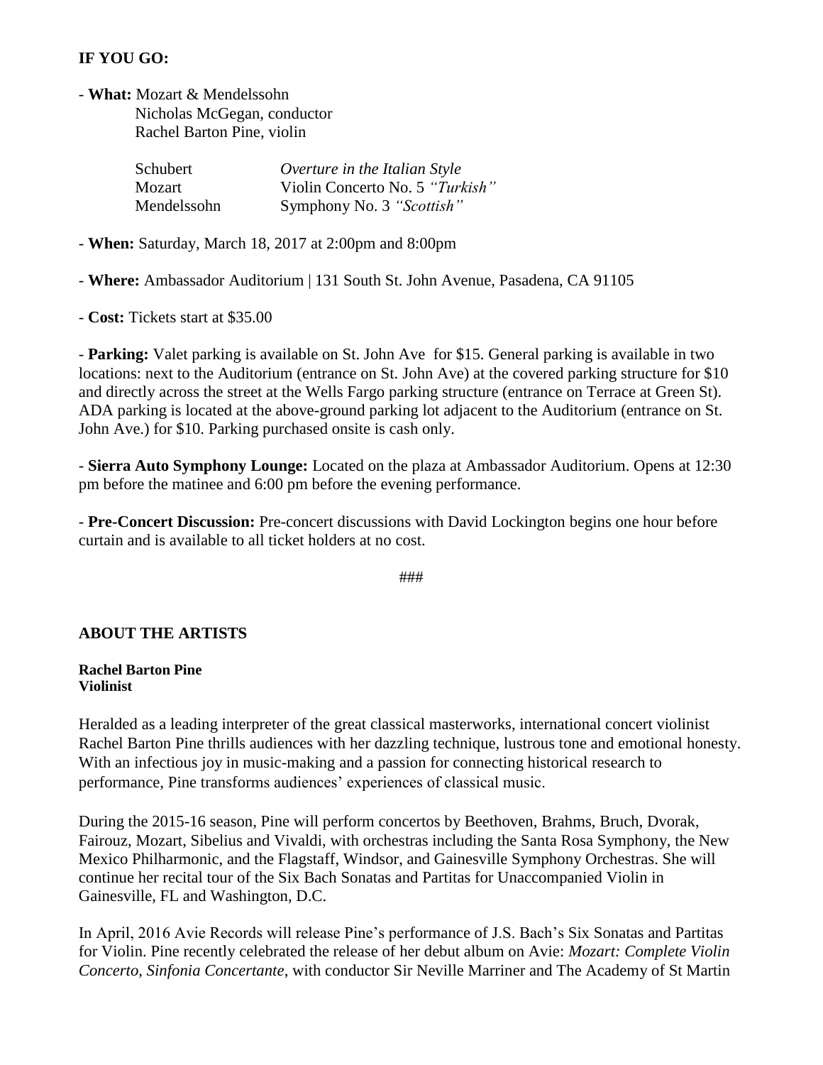**IF YOU GO:**

- **What:** Mozart & Mendelssohn
  Nicholas McGegan, conductor
  Rachel Barton Pine, violin

| | |
|---|---|
| Schubert | *Overture in the Italian Style* |
| Mozart | Violin Concerto No. 5 *"Turkish"* |
| Mendelssohn | Symphony No. 3 *"Scottish"* |

- **When:** Saturday, March 18, 2017 at 2:00pm and 8:00pm

- **Where:** Ambassador Auditorium | 131 South St. John Avenue, Pasadena, CA 91105

- **Cost:** Tickets start at $35.00

- **Parking:** Valet parking is available on St. John Ave for $15. General parking is available in two locations: next to the Auditorium (entrance on St. John Ave) at the covered parking structure for $10 and directly across the street at the Wells Fargo parking structure (entrance on Terrace at Green St). ADA parking is located at the above-ground parking lot adjacent to the Auditorium (entrance on St. John Ave.) for $10. Parking purchased onsite is cash only.

- **Sierra Auto Symphony Lounge:** Located on the plaza at Ambassador Auditorium. Opens at 12:30 pm before the matinee and 6:00 pm before the evening performance.

- **Pre-Concert Discussion:** Pre-concert discussions with David Lockington begins one hour before curtain and is available to all ticket holders at no cost.

###

## ABOUT THE ARTISTS

**Rachel Barton Pine**
**Violinist**

Heralded as a leading interpreter of the great classical masterworks, international concert violinist Rachel Barton Pine thrills audiences with her dazzling technique, lustrous tone and emotional honesty. With an infectious joy in music-making and a passion for connecting historical research to performance, Pine transforms audiences' experiences of classical music.

During the 2015-16 season, Pine will perform concertos by Beethoven, Brahms, Bruch, Dvorak, Fairouz, Mozart, Sibelius and Vivaldi, with orchestras including the Santa Rosa Symphony, the New Mexico Philharmonic, and the Flagstaff, Windsor, and Gainesville Symphony Orchestras. She will continue her recital tour of the Six Bach Sonatas and Partitas for Unaccompanied Violin in Gainesville, FL and Washington, D.C.

In April, 2016 Avie Records will release Pine's performance of J.S. Bach's Six Sonatas and Partitas for Violin. Pine recently celebrated the release of her debut album on Avie: *Mozart: Complete Violin Concerto, Sinfonia Concertante*, with conductor Sir Neville Marriner and The Academy of St Martin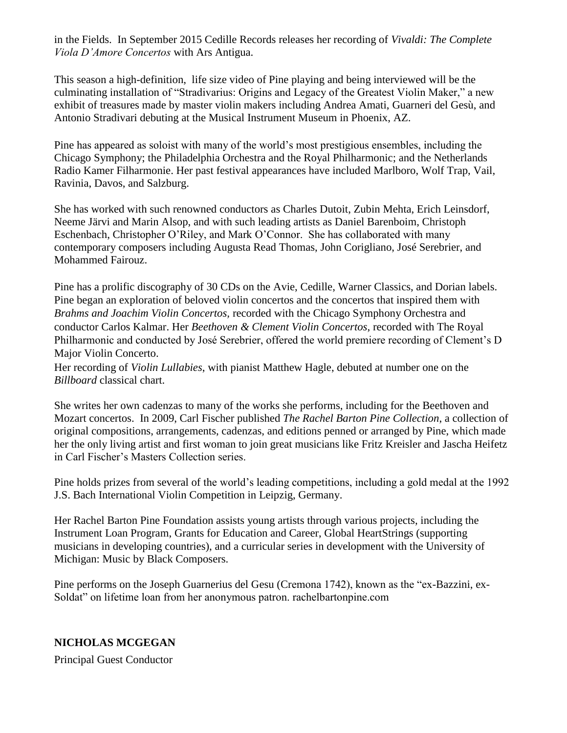in the Fields. In September 2015 Cedille Records releases her recording of *Vivaldi: The Complete Viola D'Amore Concertos* with Ars Antigua.

This season a high-definition, life size video of Pine playing and being interviewed will be the culminating installation of "Stradivarius: Origins and Legacy of the Greatest Violin Maker," a new exhibit of treasures made by master violin makers including Andrea Amati, Guarneri del Gesù, and Antonio Stradivari debuting at the Musical Instrument Museum in Phoenix, AZ.

Pine has appeared as soloist with many of the world's most prestigious ensembles, including the Chicago Symphony; the Philadelphia Orchestra and the Royal Philharmonic; and the Netherlands Radio Kamer Filharmonie. Her past festival appearances have included Marlboro, Wolf Trap, Vail, Ravinia, Davos, and Salzburg.

She has worked with such renowned conductors as Charles Dutoit, Zubin Mehta, Erich Leinsdorf, Neeme Järvi and Marin Alsop, and with such leading artists as Daniel Barenboim, Christoph Eschenbach, Christopher O'Riley, and Mark O'Connor. She has collaborated with many contemporary composers including Augusta Read Thomas, John Corigliano, José Serebrier, and Mohammed Fairouz.

Pine has a prolific discography of 30 CDs on the Avie, Cedille, Warner Classics, and Dorian labels. Pine began an exploration of beloved violin concertos and the concertos that inspired them with *Brahms and Joachim Violin Concertos,* recorded with the Chicago Symphony Orchestra and conductor Carlos Kalmar. Her *Beethoven & Clement Violin Concertos*, recorded with The Royal Philharmonic and conducted by José Serebrier, offered the world premiere recording of Clement's D Major Violin Concerto.
Her recording of *Violin Lullabies*, with pianist Matthew Hagle, debuted at number one on the *Billboard* classical chart.

She writes her own cadenzas to many of the works she performs, including for the Beethoven and Mozart concertos. In 2009, Carl Fischer published *The Rachel Barton Pine Collection*, a collection of original compositions, arrangements, cadenzas, and editions penned or arranged by Pine, which made her the only living artist and first woman to join great musicians like Fritz Kreisler and Jascha Heifetz in Carl Fischer's Masters Collection series.

Pine holds prizes from several of the world's leading competitions, including a gold medal at the 1992 J.S. Bach International Violin Competition in Leipzig, Germany.

Her Rachel Barton Pine Foundation assists young artists through various projects, including the Instrument Loan Program, Grants for Education and Career, Global HeartStrings (supporting musicians in developing countries), and a curricular series in development with the University of Michigan: Music by Black Composers.

Pine performs on the Joseph Guarnerius del Gesu (Cremona 1742), known as the "ex-Bazzini, ex-Soldat" on lifetime loan from her anonymous patron. rachelbartonpine.com

**NICHOLAS MCGEGAN**

Principal Guest Conductor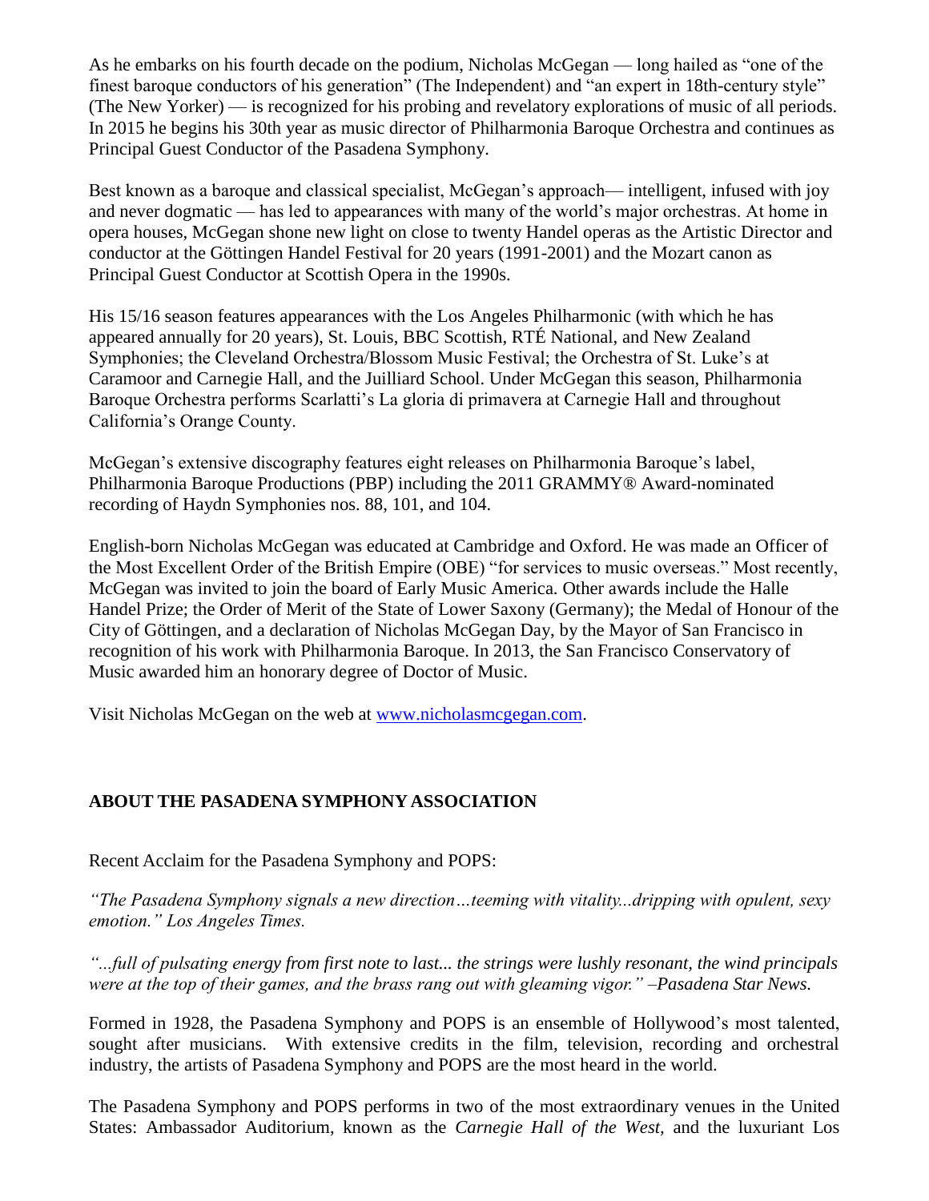As he embarks on his fourth decade on the podium, Nicholas McGegan — long hailed as "one of the finest baroque conductors of his generation" (The Independent) and "an expert in 18th-century style" (The New Yorker) — is recognized for his probing and revelatory explorations of music of all periods. In 2015 he begins his 30th year as music director of Philharmonia Baroque Orchestra and continues as Principal Guest Conductor of the Pasadena Symphony.

Best known as a baroque and classical specialist, McGegan's approach— intelligent, infused with joy and never dogmatic — has led to appearances with many of the world's major orchestras. At home in opera houses, McGegan shone new light on close to twenty Handel operas as the Artistic Director and conductor at the Göttingen Handel Festival for 20 years (1991-2001) and the Mozart canon as Principal Guest Conductor at Scottish Opera in the 1990s.

His 15/16 season features appearances with the Los Angeles Philharmonic (with which he has appeared annually for 20 years), St. Louis, BBC Scottish, RTÉ National, and New Zealand Symphonies; the Cleveland Orchestra/Blossom Music Festival; the Orchestra of St. Luke's at Caramoor and Carnegie Hall, and the Juilliard School. Under McGegan this season, Philharmonia Baroque Orchestra performs Scarlatti's La gloria di primavera at Carnegie Hall and throughout California's Orange County.

McGegan's extensive discography features eight releases on Philharmonia Baroque's label, Philharmonia Baroque Productions (PBP) including the 2011 GRAMMY® Award-nominated recording of Haydn Symphonies nos. 88, 101, and 104.

English-born Nicholas McGegan was educated at Cambridge and Oxford. He was made an Officer of the Most Excellent Order of the British Empire (OBE) "for services to music overseas." Most recently, McGegan was invited to join the board of Early Music America. Other awards include the Halle Handel Prize; the Order of Merit of the State of Lower Saxony (Germany); the Medal of Honour of the City of Göttingen, and a declaration of Nicholas McGegan Day, by the Mayor of San Francisco in recognition of his work with Philharmonia Baroque. In 2013, the San Francisco Conservatory of Music awarded him an honorary degree of Doctor of Music.

Visit Nicholas McGegan on the web at [www.nicholasmcgegan.com](http://www.nicholasmcgegan.com).

**ABOUT THE PASADENA SYMPHONY ASSOCIATION**

Recent Acclaim for the Pasadena Symphony and POPS:

*"The Pasadena Symphony signals a new direction…teeming with vitality...dripping with opulent, sexy emotion." Los Angeles Times.*

*"...full of pulsating energy from first note to last... the strings were lushly resonant, the wind principals were at the top of their games, and the brass rang out with gleaming vigor." –Pasadena Star News.*

Formed in 1928, the Pasadena Symphony and POPS is an ensemble of Hollywood's most talented, sought after musicians. With extensive credits in the film, television, recording and orchestral industry, the artists of Pasadena Symphony and POPS are the most heard in the world.

The Pasadena Symphony and POPS performs in two of the most extraordinary venues in the United States: Ambassador Auditorium, known as the *Carnegie Hall of the West*, and the luxuriant Los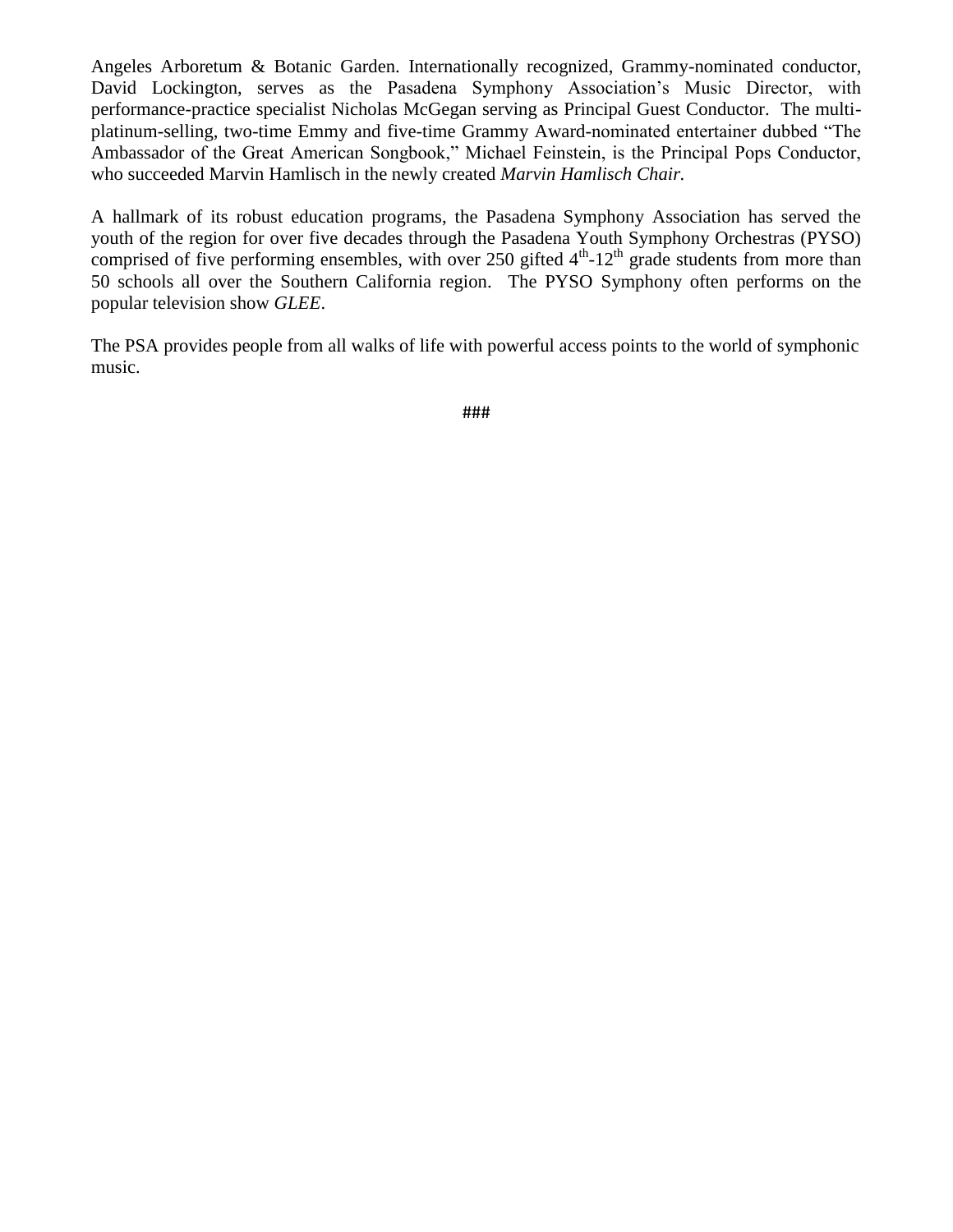Angeles Arboretum & Botanic Garden. Internationally recognized, Grammy-nominated conductor, David Lockington, serves as the Pasadena Symphony Association's Music Director, with performance-practice specialist Nicholas McGegan serving as Principal Guest Conductor. The multi-platinum-selling, two-time Emmy and five-time Grammy Award-nominated entertainer dubbed "The Ambassador of the Great American Songbook," Michael Feinstein, is the Principal Pops Conductor, who succeeded Marvin Hamlisch in the newly created *Marvin Hamlisch Chair.*

A hallmark of its robust education programs, the Pasadena Symphony Association has served the youth of the region for over five decades through the Pasadena Youth Symphony Orchestras (PYSO) comprised of five performing ensembles, with over 250 gifted 4th-12th grade students from more than 50 schools all over the Southern California region. The PYSO Symphony often performs on the popular television show *GLEE*.

The PSA provides people from all walks of life with powerful access points to the world of symphonic music.

###